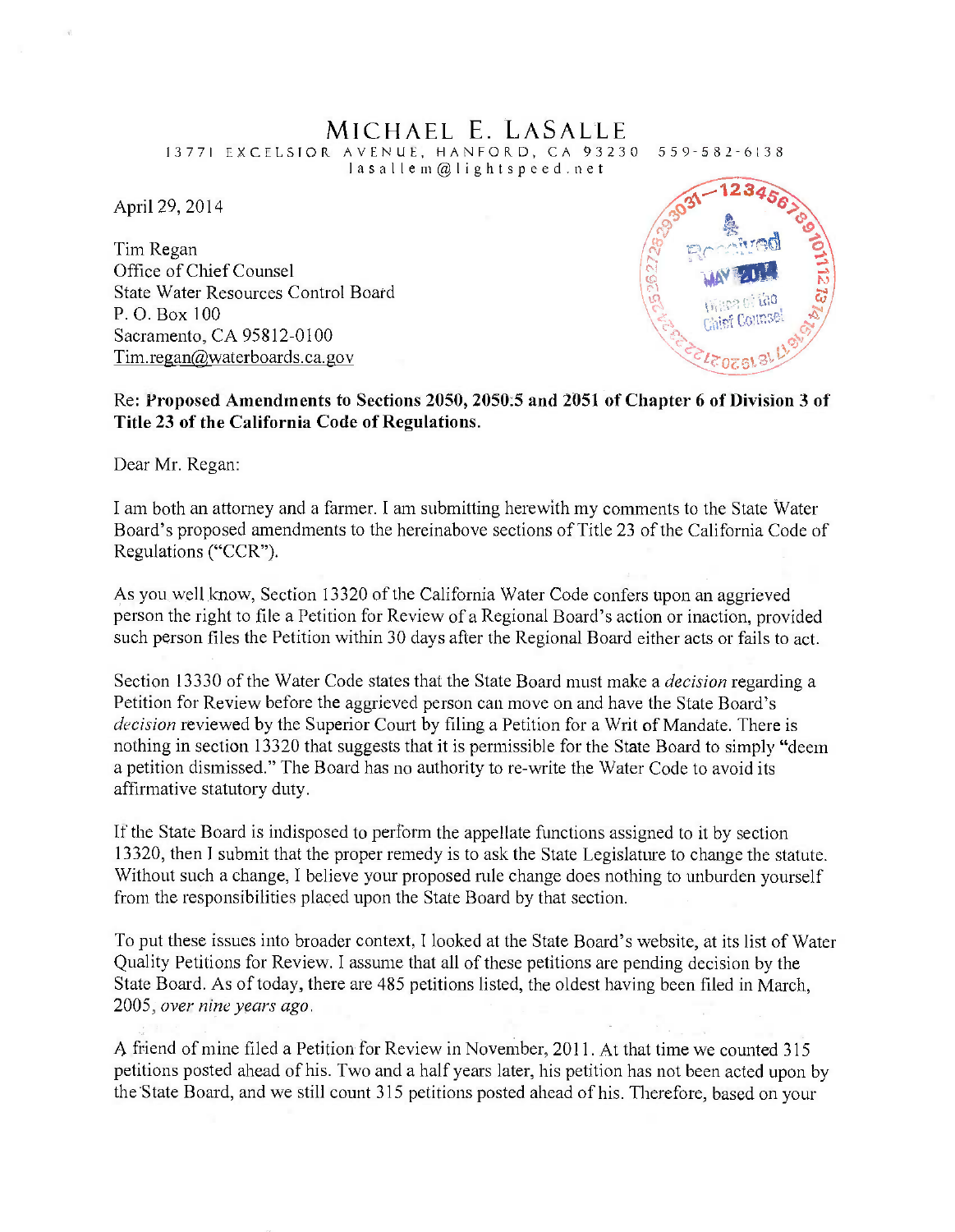# MICHAEL E. LASALLE

13771 EXCELSIOR AVENUE, HANFORD, CA 93230 559-582-6138
lasallem@lightspeed.net

April 29, 2014

Tim Regan
Office of Chief Counsel
State Water Resources Control Board
P. O. Box 100
Sacramento, CA 95812-0100
Tim.regan@waterboards.ca.gov

Received
MAY 2014
Office of the Chief Counsel

**Re: Proposed Amendments to Sections 2050, 2050.5 and 2051 of Chapter 6 of Division 3 of Title 23 of the California Code of Regulations.**

Dear Mr. Regan:

I am both an attorney and a farmer. I am submitting herewith my comments to the State Water Board's proposed amendments to the hereinabove sections of Title 23 of the California Code of Regulations ("CCR").

As you well know, Section 13320 of the California Water Code confers upon an aggrieved person the right to file a Petition for Review of a Regional Board's action or inaction, provided such person files the Petition within 30 days after the Regional Board either acts or fails to act.

Section 13330 of the Water Code states that the State Board must make a *decision* regarding a Petition for Review before the aggrieved person can move on and have the State Board's *decision* reviewed by the Superior Court by filing a Petition for a Writ of Mandate. There is nothing in section 13320 that suggests that it is permissible for the State Board to simply "deem a petition dismissed." The Board has no authority to re-write the Water Code to avoid its affirmative statutory duty.

If the State Board is indisposed to perform the appellate functions assigned to it by section 13320, then I submit that the proper remedy is to ask the State Legislature to change the statute. Without such a change, I believe your proposed rule change does nothing to unburden yourself from the responsibilities placed upon the State Board by that section.

To put these issues into broader context, I looked at the State Board's website, at its list of Water Quality Petitions for Review. I assume that all of these petitions are pending decision by the State Board. As of today, there are 485 petitions listed, the oldest having been filed in March, 2005, *over nine years ago*.

A friend of mine filed a Petition for Review in November, 2011. At that time we counted 315 petitions posted ahead of his. Two and a half years later, his petition has not been acted upon by the State Board, and we still count 315 petitions posted ahead of his. Therefore, based on your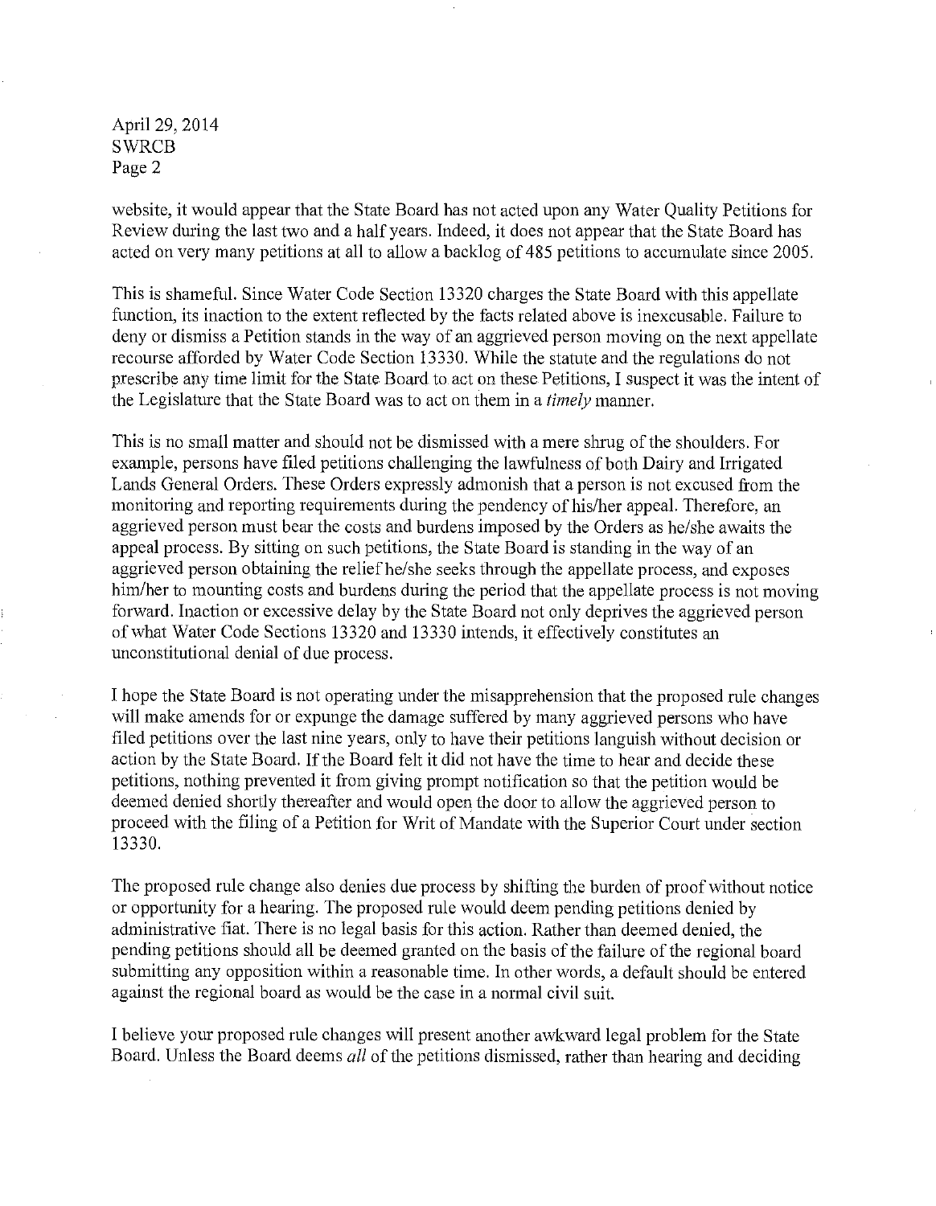website, it would appear that the State Board has not acted upon any Water Quality Petitions for Review during the last two and a half years. Indeed, it does not appear that the State Board has acted on very many petitions at all to allow a backlog of 485 petitions to accumulate since 2005.

This is shameful. Since Water Code Section 13320 charges the State Board with this appellate function, its inaction to the extent reflected by the facts related above is inexcusable. Failure to deny or dismiss a Petition stands in the way of an aggrieved person moving on the next appellate recourse afforded by Water Code Section 13330. While the statute and the regulations do not prescribe any time limit for the State Board to act on these Petitions, I suspect it was the intent of the Legislature that the State Board was to act on them in a *timely* manner.

This is no small matter and should not be dismissed with a mere shrug of the shoulders. For example, persons have filed petitions challenging the lawfulness of both Dairy and Irrigated Lands General Orders. These Orders expressly admonish that a person is not excused from the monitoring and reporting requirements during the pendency of his/her appeal. Therefore, an aggrieved person must bear the costs and burdens imposed by the Orders as he/she awaits the appeal process. By sitting on such petitions, the State Board is standing in the way of an aggrieved person obtaining the relief he/she seeks through the appellate process, and exposes him/her to mounting costs and burdens during the period that the appellate process is not moving forward. Inaction or excessive delay by the State Board not only deprives the aggrieved person of what Water Code Sections 13320 and 13330 intends, it effectively constitutes an unconstitutional denial of due process.

I hope the State Board is not operating under the misapprehension that the proposed rule changes will make amends for or expunge the damage suffered by many aggrieved persons who have filed petitions over the last nine years, only to have their petitions languish without decision or action by the State Board. If the Board felt it did not have the time to hear and decide these petitions, nothing prevented it from giving prompt notification so that the petition would be deemed denied shortly thereafter and would open the door to allow the aggrieved person to proceed with the filing of a Petition for Writ of Mandate with the Superior Court under section 13330.

The proposed rule change also denies due process by shifting the burden of proof without notice or opportunity for a hearing. The proposed rule would deem pending petitions denied by administrative fiat. There is no legal basis for this action. Rather than deemed denied, the pending petitions should all be deemed granted on the basis of the failure of the regional board submitting any opposition within a reasonable time. In other words, a default should be entered against the regional board as would be the case in a normal civil suit.

I believe your proposed rule changes will present another awkward legal problem for the State Board. Unless the Board deems *all* of the petitions dismissed, rather than hearing and deciding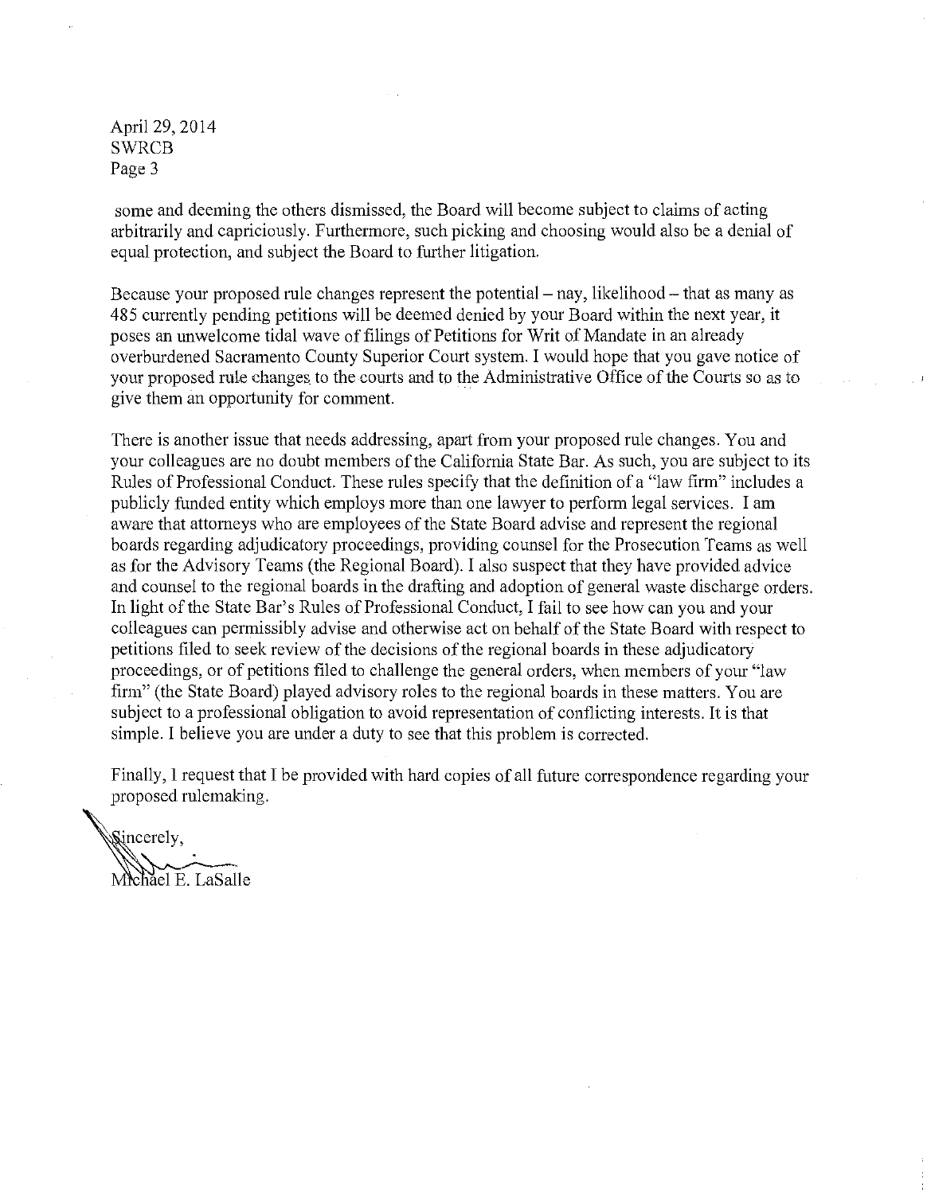some and deeming the others dismissed, the Board will become subject to claims of acting arbitrarily and capriciously. Furthermore, such picking and choosing would also be a denial of equal protection, and subject the Board to further litigation.

Because your proposed rule changes represent the potential – nay, likelihood – that as many as 485 currently pending petitions will be deemed denied by your Board within the next year, it poses an unwelcome tidal wave of filings of Petitions for Writ of Mandate in an already overburdened Sacramento County Superior Court system. I would hope that you gave notice of your proposed rule changes to the courts and to the Administrative Office of the Courts so as to give them an opportunity for comment.

There is another issue that needs addressing, apart from your proposed rule changes. You and your colleagues are no doubt members of the California State Bar. As such, you are subject to its Rules of Professional Conduct. These rules specify that the definition of a "law firm" includes a publicly funded entity which employs more than one lawyer to perform legal services. I am aware that attorneys who are employees of the State Board advise and represent the regional boards regarding adjudicatory proceedings, providing counsel for the Prosecution Teams as well as for the Advisory Teams (the Regional Board). I also suspect that they have provided advice and counsel to the regional boards in the drafting and adoption of general waste discharge orders. In light of the State Bar's Rules of Professional Conduct, I fail to see how can you and your colleagues can permissibly advise and otherwise act on behalf of the State Board with respect to petitions filed to seek review of the decisions of the regional boards in these adjudicatory proceedings, or of petitions filed to challenge the general orders, when members of your "law firm" (the State Board) played advisory roles to the regional boards in these matters. You are subject to a professional obligation to avoid representation of conflicting interests. It is that simple. I believe you are under a duty to see that this problem is corrected.

Finally, I request that I be provided with hard copies of all future correspondence regarding your proposed rulemaking.

Sincerely,

Michael E. LaSalle